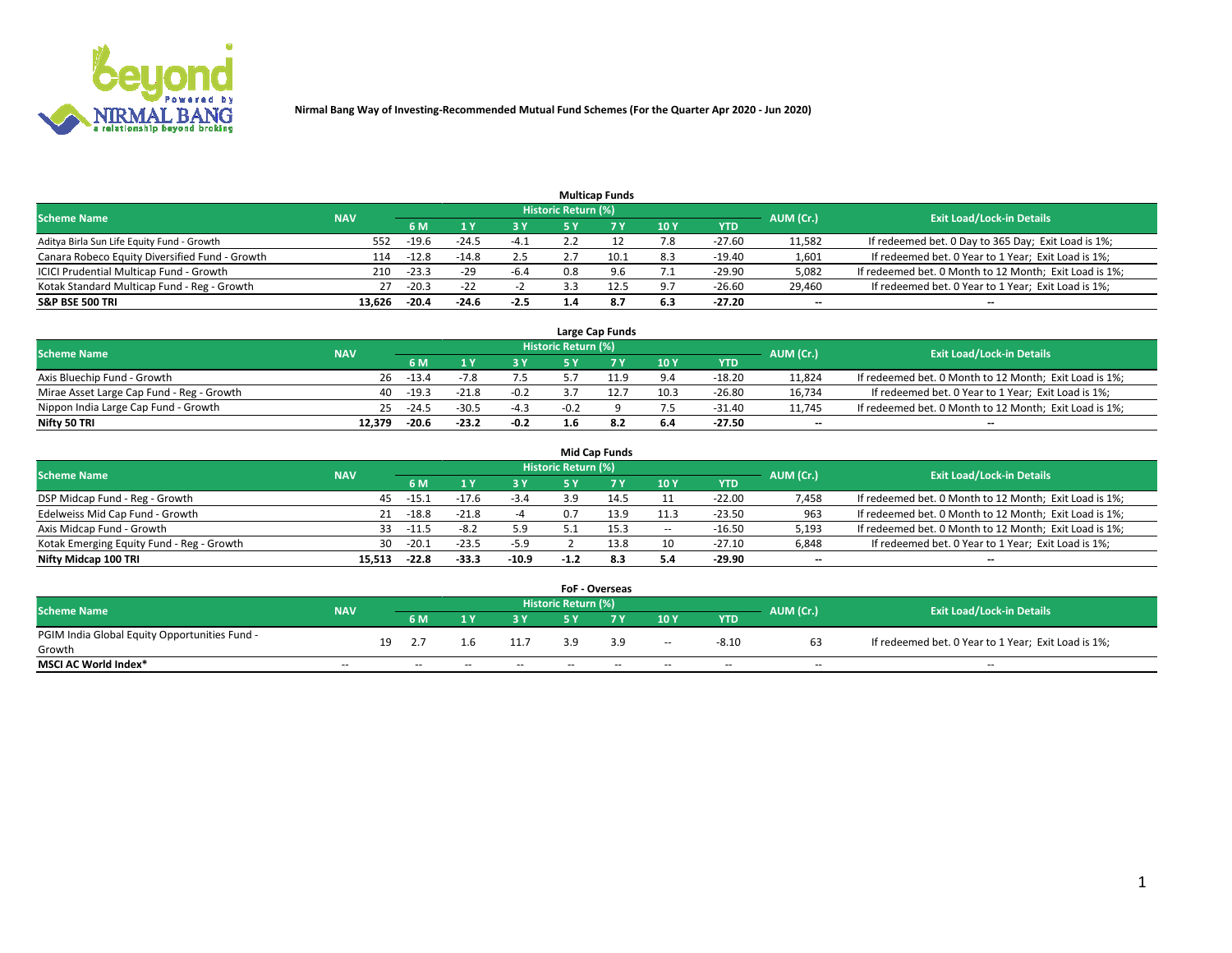**Nirmal Bang Way of Investing-Recommended Mutual Fund Schemes (For the Quarter Apr 2020 - Jun 2020)**

### Multicap Funds

| Scheme Name | NAV | Historic Return (%) | | | | | | | AUM (Cr.) | Exit Load/Lock-in Details |
|---|---|---|---|---|---|---|---|---|---|---|
| | | 6 M | 1 Y | 3 Y | 5 Y | 7 Y | 10 Y | YTD | | |
| Aditya Birla Sun Life Equity Fund - Growth | 552 | -19.6 | -24.5 | -4.1 | 2.2 | 12 | 7.8 | -27.60 | 11,582 | If redeemed bet. 0 Day to 365 Day; Exit Load is 1%; |
| Canara Robeco Equity Diversified Fund - Growth | 114 | -12.8 | -14.8 | 2.5 | 2.7 | 10.1 | 8.3 | -19.40 | 1,601 | If redeemed bet. 0 Year to 1 Year; Exit Load is 1%; |
| ICICI Prudential Multicap Fund - Growth | 210 | -23.3 | -29 | -6.4 | 0.8 | 9.6 | 7.1 | -29.90 | 5,082 | If redeemed bet. 0 Month to 12 Month; Exit Load is 1%; |
| Kotak Standard Multicap Fund - Reg - Growth | 27 | -20.3 | -22 | -2 | 3.3 | 12.5 | 9.7 | -26.60 | 29,460 | If redeemed bet. 0 Year to 1 Year; Exit Load is 1%; |
| **S&P BSE 500 TRI** | **13,626** | **-20.4** | **-24.6** | **-2.5** | **1.4** | **8.7** | **6.3** | **-27.20** | **--** | **--** |

### Large Cap Funds

| Scheme Name | NAV | Historic Return (%) | | | | | | | AUM (Cr.) | Exit Load/Lock-in Details |
|---|---|---|---|---|---|---|---|---|---|---|
| | | 6 M | 1 Y | 3 Y | 5 Y | 7 Y | 10 Y | YTD | | |
| Axis Bluechip Fund - Growth | 26 | -13.4 | -7.8 | 7.5 | 5.7 | 11.9 | 9.4 | -18.20 | 11,824 | If redeemed bet. 0 Month to 12 Month; Exit Load is 1%; |
| Mirae Asset Large Cap Fund - Reg - Growth | 40 | -19.3 | -21.8 | -0.2 | 3.7 | 12.7 | 10.3 | -26.80 | 16,734 | If redeemed bet. 0 Year to 1 Year; Exit Load is 1%; |
| Nippon India Large Cap Fund - Growth | 25 | -24.5 | -30.5 | -4.3 | -0.2 | 9 | 7.5 | -31.40 | 11,745 | If redeemed bet. 0 Month to 12 Month; Exit Load is 1%; |
| **Nifty 50 TRI** | **12,379** | **-20.6** | **-23.2** | **-0.2** | **1.6** | **8.2** | **6.4** | **-27.50** | **--** | **--** |

### Mid Cap Funds

| Scheme Name | NAV | Historic Return (%) | | | | | | | AUM (Cr.) | Exit Load/Lock-in Details |
|---|---|---|---|---|---|---|---|---|---|---|
| | | 6 M | 1 Y | 3 Y | 5 Y | 7 Y | 10 Y | YTD | | |
| DSP Midcap Fund - Reg - Growth | 45 | -15.1 | -17.6 | -3.4 | 3.9 | 14.5 | 11 | -22.00 | 7,458 | If redeemed bet. 0 Month to 12 Month; Exit Load is 1%; |
| Edelweiss Mid Cap Fund - Growth | 21 | -18.8 | -21.8 | -4 | 0.7 | 13.9 | 11.3 | -23.50 | 963 | If redeemed bet. 0 Month to 12 Month; Exit Load is 1%; |
| Axis Midcap Fund - Growth | 33 | -11.5 | -8.2 | 5.9 | 5.1 | 15.3 | -- | -16.50 | 5,193 | If redeemed bet. 0 Month to 12 Month; Exit Load is 1%; |
| Kotak Emerging Equity Fund - Reg - Growth | 30 | -20.1 | -23.5 | -5.9 | 2 | 13.8 | 10 | -27.10 | 6,848 | If redeemed bet. 0 Year to 1 Year; Exit Load is 1%; |
| **Nifty Midcap 100 TRI** | **15,513** | **-22.8** | **-33.3** | **-10.9** | **-1.2** | **8.3** | **5.4** | **-29.90** | **--** | **--** |

### FoF - Overseas

| Scheme Name | NAV | Historic Return (%) | | | | | | | AUM (Cr.) | Exit Load/Lock-in Details |
|---|---|---|---|---|---|---|---|---|---|---|
| | | 6 M | 1 Y | 3 Y | 5 Y | 7 Y | 10 Y | YTD | | |
| PGIM India Global Equity Opportunities Fund - Growth | 19 | 2.7 | 1.6 | 11.7 | 3.9 | 3.9 | -- | -8.10 | 63 | If redeemed bet. 0 Year to 1 Year; Exit Load is 1%; |
| **MSCI AC World Index*** | -- | -- | -- | -- | -- | -- | -- | -- | -- | -- |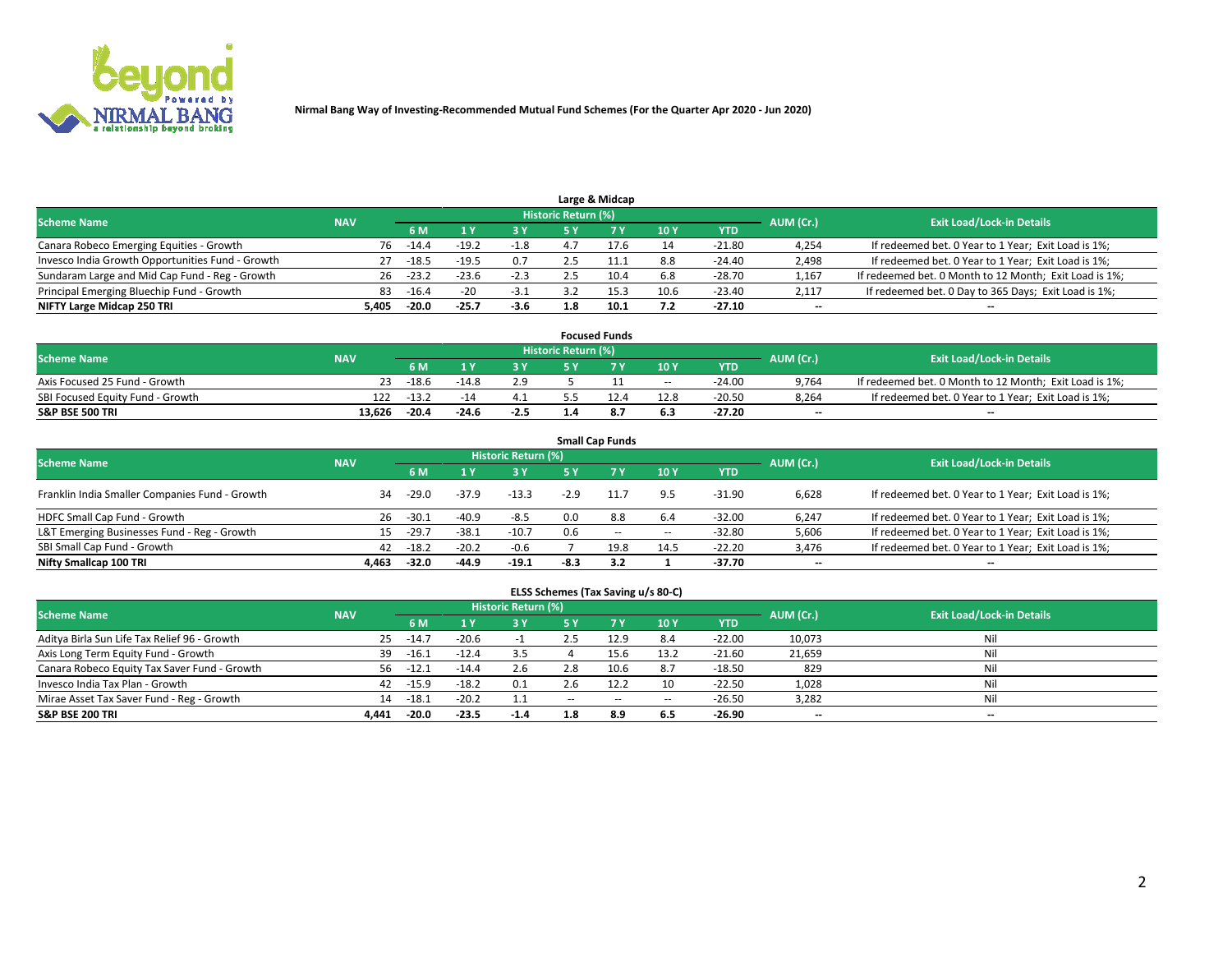Nirmal Bang Way of Investing-Recommended Mutual Fund Schemes (For the Quarter Apr 2020 - Jun 2020)

## Large & Midcap

| Scheme Name | NAV | Historic Return (%) | | | | | | | AUM (Cr.) | Exit Load/Lock-in Details |
|---|---|---|---|---|---|---|---|---|---|---|
| | | 6 M | 1 Y | 3 Y | 5 Y | 7 Y | 10 Y | YTD | | |
| Canara Robeco Emerging Equities - Growth | 76 | -14.4 | -19.2 | -1.8 | 4.7 | 17.6 | 14 | -21.80 | 4,254 | If redeemed bet. 0 Year to 1 Year; Exit Load is 1%; |
| Invesco India Growth Opportunities Fund - Growth | 27 | -18.5 | -19.5 | 0.7 | 2.5 | 11.1 | 8.8 | -24.40 | 2,498 | If redeemed bet. 0 Year to 1 Year; Exit Load is 1%; |
| Sundaram Large and Mid Cap Fund - Reg - Growth | 26 | -23.2 | -23.6 | -2.3 | 2.5 | 10.4 | 6.8 | -28.70 | 1,167 | If redeemed bet. 0 Month to 12 Month; Exit Load is 1%; |
| Principal Emerging Bluechip Fund - Growth | 83 | -16.4 | -20 | -3.1 | 3.2 | 15.3 | 10.6 | -23.40 | 2,117 | If redeemed bet. 0 Day to 365 Days; Exit Load is 1%; |
| **NIFTY Large Midcap 250 TRI** | **5,405** | **-20.0** | **-25.7** | **-3.6** | **1.8** | **10.1** | **7.2** | **-27.10** | **--** | **--** |

## Focused Funds

| Scheme Name | NAV | Historic Return (%) | | | | | | | AUM (Cr.) | Exit Load/Lock-in Details |
|---|---|---|---|---|---|---|---|---|---|---|
| | | 6 M | 1 Y | 3 Y | 5 Y | 7 Y | 10 Y | YTD | | |
| Axis Focused 25 Fund - Growth | 23 | -18.6 | -14.8 | 2.9 | 5 | 11 | -- | -24.00 | 9,764 | If redeemed bet. 0 Month to 12 Month; Exit Load is 1%; |
| SBI Focused Equity Fund - Growth | 122 | -13.2 | -14 | 4.1 | 5.5 | 12.4 | 12.8 | -20.50 | 8,264 | If redeemed bet. 0 Year to 1 Year; Exit Load is 1%; |
| **S&P BSE 500 TRI** | **13,626** | **-20.4** | **-24.6** | **-2.5** | **1.4** | **8.7** | **6.3** | **-27.20** | **--** | **--** |

## Small Cap Funds

| Scheme Name | NAV | Historic Return (%) | | | | | | | AUM (Cr.) | Exit Load/Lock-in Details |
|---|---|---|---|---|---|---|---|---|---|---|
| | | 6 M | 1 Y | 3 Y | 5 Y | 7 Y | 10 Y | YTD | | |
| Franklin India Smaller Companies Fund - Growth | 34 | -29.0 | -37.9 | -13.3 | -2.9 | 11.7 | 9.5 | -31.90 | 6,628 | If redeemed bet. 0 Year to 1 Year; Exit Load is 1%; |
| HDFC Small Cap Fund - Growth | 26 | -30.1 | -40.9 | -8.5 | 0.0 | 8.8 | 6.4 | -32.00 | 6,247 | If redeemed bet. 0 Year to 1 Year; Exit Load is 1%; |
| L&T Emerging Businesses Fund - Reg - Growth | 15 | -29.7 | -38.1 | -10.7 | 0.6 | -- | -- | -32.80 | 5,606 | If redeemed bet. 0 Year to 1 Year; Exit Load is 1%; |
| SBI Small Cap Fund - Growth | 42 | -18.2 | -20.2 | -0.6 | 7 | 19.8 | 14.5 | -22.20 | 3,476 | If redeemed bet. 0 Year to 1 Year; Exit Load is 1%; |
| **Nifty Smallcap 100 TRI** | **4,463** | **-32.0** | **-44.9** | **-19.1** | **-8.3** | **3.2** | **1** | **-37.70** | **--** | **--** |

## ELSS Schemes (Tax Saving u/s 80-C)

| Scheme Name | NAV | Historic Return (%) | | | | | | | AUM (Cr.) | Exit Load/Lock-in Details |
|---|---|---|---|---|---|---|---|---|---|---|
| | | 6 M | 1 Y | 3 Y | 5 Y | 7 Y | 10 Y | YTD | | |
| Aditya Birla Sun Life Tax Relief 96 - Growth | 25 | -14.7 | -20.6 | -1 | 2.5 | 12.9 | 8.4 | -22.00 | 10,073 | Nil |
| Axis Long Term Equity Fund - Growth | 39 | -16.1 | -12.4 | 3.5 | 4 | 15.6 | 13.2 | -21.60 | 21,659 | Nil |
| Canara Robeco Equity Tax Saver Fund - Growth | 56 | -12.1 | -14.4 | 2.6 | 2.8 | 10.6 | 8.7 | -18.50 | 829 | Nil |
| Invesco India Tax Plan - Growth | 42 | -15.9 | -18.2 | 0.1 | 2.6 | 12.2 | 10 | -22.50 | 1,028 | Nil |
| Mirae Asset Tax Saver Fund - Reg - Growth | 14 | -18.1 | -20.2 | 1.1 | -- | -- | -- | -26.50 | 3,282 | Nil |
| **S&P BSE 200 TRI** | **4,441** | **-20.0** | **-23.5** | **-1.4** | **1.8** | **8.9** | **6.5** | **-26.90** | **--** | **--** |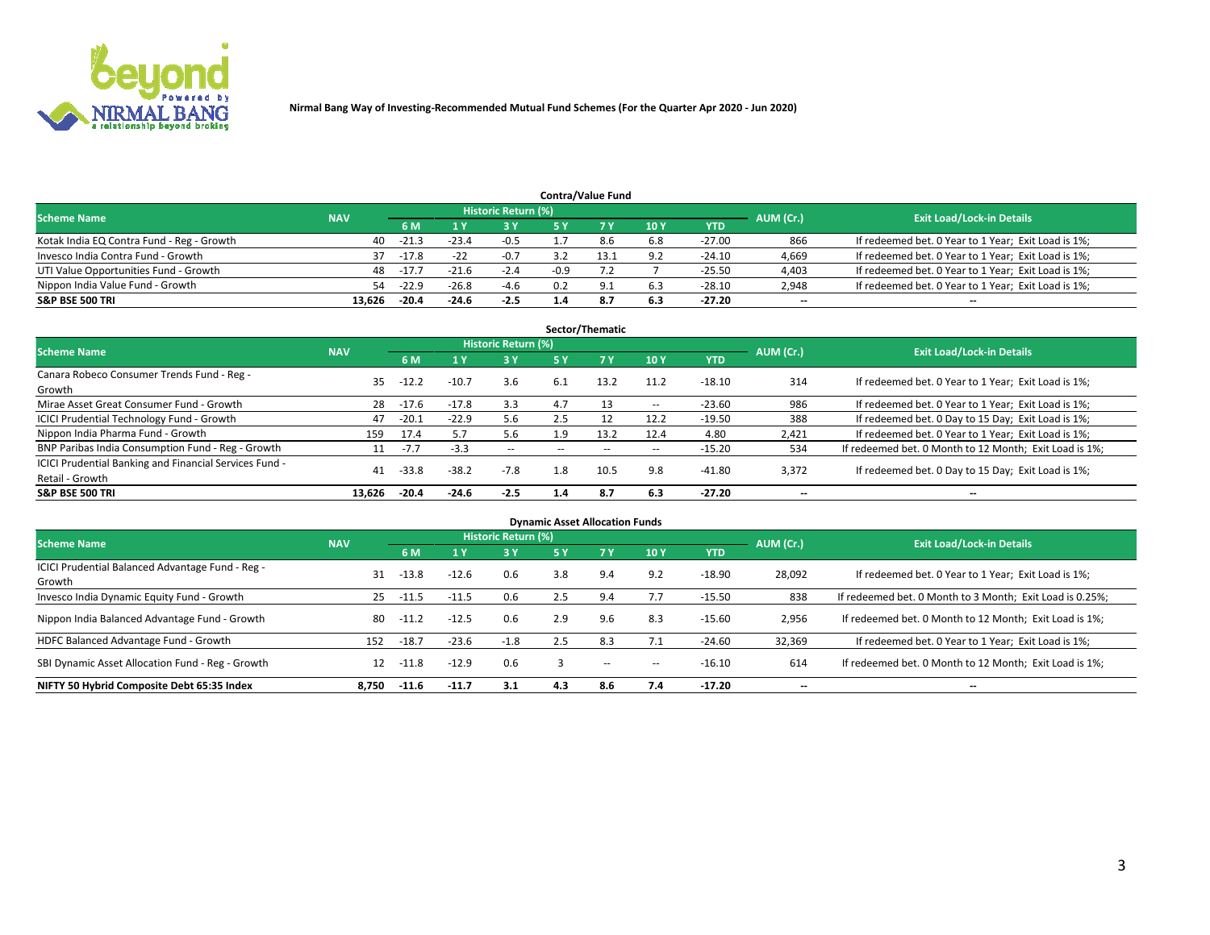Nirmal Bang Way of Investing-Recommended Mutual Fund Schemes (For the Quarter Apr 2020 - Jun 2020)

## Contra/Value Fund

| Scheme Name | NAV | Historic Return (%) | | | | | | | AUM (Cr.) | Exit Load/Lock-in Details |
|---|---|---|---|---|---|---|---|---|---|---|
| | | 6 M | 1 Y | 3 Y | 5 Y | 7 Y | 10 Y | YTD | | |
| Kotak India EQ Contra Fund - Reg - Growth | 40 | -21.3 | -23.4 | -0.5 | 1.7 | 8.6 | 6.8 | -27.00 | 866 | If redeemed bet. 0 Year to 1 Year; Exit Load is 1%; |
| Invesco India Contra Fund - Growth | 37 | -17.8 | -22 | -0.7 | 3.2 | 13.1 | 9.2 | -24.10 | 4,669 | If redeemed bet. 0 Year to 1 Year; Exit Load is 1%; |
| UTI Value Opportunities Fund - Growth | 48 | -17.7 | -21.6 | -2.4 | -0.9 | 7.2 | 7 | -25.50 | 4,403 | If redeemed bet. 0 Year to 1 Year; Exit Load is 1%; |
| Nippon India Value Fund - Growth | 54 | -22.9 | -26.8 | -4.6 | 0.2 | 9.1 | 6.3 | -28.10 | 2,948 | If redeemed bet. 0 Year to 1 Year; Exit Load is 1%; |
| **S&P BSE 500 TRI** | **13,626** | **-20.4** | **-24.6** | **-2.5** | **1.4** | **8.7** | **6.3** | **-27.20** | **--** | **--** |

## Sector/Thematic

| Scheme Name | NAV | Historic Return (%) | | | | | | | AUM (Cr.) | Exit Load/Lock-in Details |
|---|---|---|---|---|---|---|---|---|---|---|
| | | 6 M | 1 Y | 3 Y | 5 Y | 7 Y | 10 Y | YTD | | |
| Canara Robeco Consumer Trends Fund - Reg - Growth | 35 | -12.2 | -10.7 | 3.6 | 6.1 | 13.2 | 11.2 | -18.10 | 314 | If redeemed bet. 0 Year to 1 Year; Exit Load is 1%; |
| Mirae Asset Great Consumer Fund - Growth | 28 | -17.6 | -17.8 | 3.3 | 4.7 | 13 | -- | -23.60 | 986 | If redeemed bet. 0 Year to 1 Year; Exit Load is 1%; |
| ICICI Prudential Technology Fund - Growth | 47 | -20.1 | -22.9 | 5.6 | 2.5 | 12 | 12.2 | -19.50 | 388 | If redeemed bet. 0 Day to 15 Day; Exit Load is 1%; |
| Nippon India Pharma Fund - Growth | 159 | 17.4 | 5.7 | 5.6 | 1.9 | 13.2 | 12.4 | 4.80 | 2,421 | If redeemed bet. 0 Year to 1 Year; Exit Load is 1%; |
| BNP Paribas India Consumption Fund - Reg - Growth | 11 | -7.7 | -3.3 | -- | -- | -- | -- | -15.20 | 534 | If redeemed bet. 0 Month to 12 Month; Exit Load is 1%; |
| ICICI Prudential Banking and Financial Services Fund - Retail - Growth | 41 | -33.8 | -38.2 | -7.8 | 1.8 | 10.5 | 9.8 | -41.80 | 3,372 | If redeemed bet. 0 Day to 15 Day; Exit Load is 1%; |
| **S&P BSE 500 TRI** | **13,626** | **-20.4** | **-24.6** | **-2.5** | **1.4** | **8.7** | **6.3** | **-27.20** | **--** | **--** |

## Dynamic Asset Allocation Funds

| Scheme Name | NAV | Historic Return (%) | | | | | | | AUM (Cr.) | Exit Load/Lock-in Details |
|---|---|---|---|---|---|---|---|---|---|---|
| | | 6 M | 1 Y | 3 Y | 5 Y | 7 Y | 10 Y | YTD | | |
| ICICI Prudential Balanced Advantage Fund - Reg - Growth | 31 | -13.8 | -12.6 | 0.6 | 3.8 | 9.4 | 9.2 | -18.90 | 28,092 | If redeemed bet. 0 Year to 1 Year; Exit Load is 1%; |
| Invesco India Dynamic Equity Fund - Growth | 25 | -11.5 | -11.5 | 0.6 | 2.5 | 9.4 | 7.7 | -15.50 | 838 | If redeemed bet. 0 Month to 3 Month; Exit Load is 0.25%; |
| Nippon India Balanced Advantage Fund - Growth | 80 | -11.2 | -12.5 | 0.6 | 2.9 | 9.6 | 8.3 | -15.60 | 2,956 | If redeemed bet. 0 Month to 12 Month; Exit Load is 1%; |
| HDFC Balanced Advantage Fund - Growth | 152 | -18.7 | -23.6 | -1.8 | 2.5 | 8.3 | 7.1 | -24.60 | 32,369 | If redeemed bet. 0 Year to 1 Year; Exit Load is 1%; |
| SBI Dynamic Asset Allocation Fund - Reg - Growth | 12 | -11.8 | -12.9 | 0.6 | 3 | -- | -- | -16.10 | 614 | If redeemed bet. 0 Month to 12 Month; Exit Load is 1%; |
| **NIFTY 50 Hybrid Composite Debt 65:35 Index** | **8,750** | **-11.6** | **-11.7** | **3.1** | **4.3** | **8.6** | **7.4** | **-17.20** | **--** | **--** |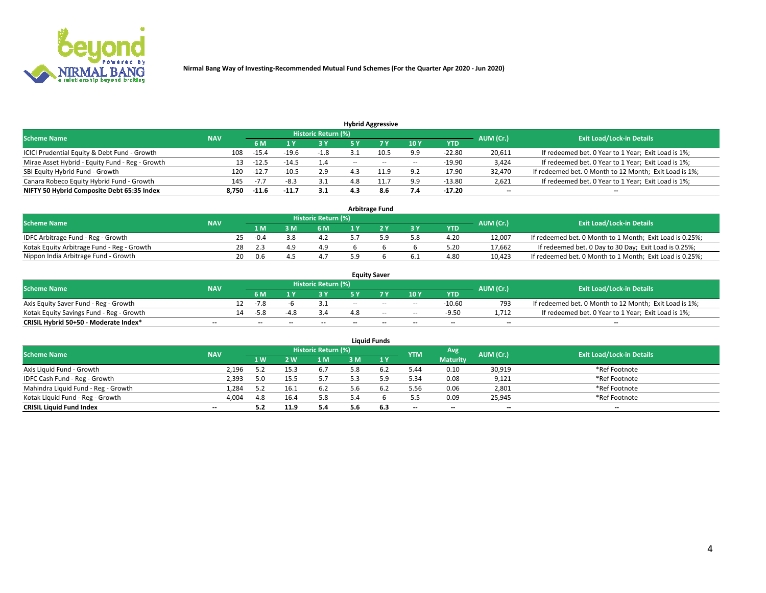Nirmal Bang Way of Investing-Recommended Mutual Fund Schemes (For the Quarter Apr 2020 - Jun 2020)

### Hybrid Aggressive

| Scheme Name | NAV | Historic Return (%) | | | | | | | AUM (Cr.) | Exit Load/Lock-in Details |
|---|---|---|---|---|---|---|---|---|---|---|
| | | 6 M | 1 Y | 3 Y | 5 Y | 7 Y | 10 Y | YTD | | |
| ICICI Prudential Equity & Debt Fund - Growth | 108 | -15.4 | -19.6 | -1.8 | 3.1 | 10.5 | 9.9 | -22.80 | 20,611 | If redeemed bet. 0 Year to 1 Year; Exit Load is 1%; |
| Mirae Asset Hybrid - Equity Fund - Reg - Growth | 13 | -12.5 | -14.5 | 1.4 | -- | -- | -- | -19.90 | 3,424 | If redeemed bet. 0 Year to 1 Year; Exit Load is 1%; |
| SBI Equity Hybrid Fund - Growth | 120 | -12.7 | -10.5 | 2.9 | 4.3 | 11.9 | 9.2 | -17.90 | 32,470 | If redeemed bet. 0 Month to 12 Month; Exit Load is 1%; |
| Canara Robeco Equity Hybrid Fund - Growth | 145 | -7.7 | -8.3 | 3.1 | 4.8 | 11.7 | 9.9 | -13.80 | 2,621 | If redeemed bet. 0 Year to 1 Year; Exit Load is 1%; |
| **NIFTY 50 Hybrid Composite Debt 65:35 Index** | **8,750** | **-11.6** | **-11.7** | **3.1** | **4.3** | **8.6** | **7.4** | **-17.20** | **--** | **--** |

### Arbitrage Fund

| Scheme Name | NAV | Historic Return (%) | | | | | | | AUM (Cr.) | Exit Load/Lock-in Details |
|---|---|---|---|---|---|---|---|---|---|---|
| | | 1 M | 3 M | 6 M | 1 Y | 2 Y | 3 Y | YTD | | |
| IDFC Arbitrage Fund - Reg - Growth | 25 | -0.4 | 3.8 | 4.2 | 5.7 | 5.9 | 5.8 | 4.20 | 12,007 | If redeemed bet. 0 Month to 1 Month; Exit Load is 0.25%; |
| Kotak Equity Arbitrage Fund - Reg - Growth | 28 | 2.3 | 4.9 | 4.9 | 6 | 6 | 6 | 5.20 | 17,662 | If redeemed bet. 0 Day to 30 Day; Exit Load is 0.25%; |
| Nippon India Arbitrage Fund - Growth | 20 | 0.6 | 4.5 | 4.7 | 5.9 | 6 | 6.1 | 4.80 | 10,423 | If redeemed bet. 0 Month to 1 Month; Exit Load is 0.25%; |

### Equity Saver

| Scheme Name | NAV | Historic Return (%) | | | | | | | AUM (Cr.) | Exit Load/Lock-in Details |
|---|---|---|---|---|---|---|---|---|---|---|
| | | 6 M | 1 Y | 3 Y | 5 Y | 7 Y | 10 Y | YTD | | |
| Axis Equity Saver Fund - Reg - Growth | 12 | -7.8 | -6 | 3.1 | -- | -- | -- | -10.60 | 793 | If redeemed bet. 0 Month to 12 Month; Exit Load is 1%; |
| Kotak Equity Savings Fund - Reg - Growth | 14 | -5.8 | -4.8 | 3.4 | 4.8 | -- | -- | -9.50 | 1,712 | If redeemed bet. 0 Year to 1 Year; Exit Load is 1%; |
| **CRISIL Hybrid 50+50 - Moderate Index*** | **--** | **--** | **--** | **--** | **--** | **--** | **--** | **--** | **--** | **--** |

### Liquid Funds

| Scheme Name | NAV | Historic Return (%) | | | | | YTM | Avg Maturity | AUM (Cr.) | Exit Load/Lock-in Details |
|---|---|---|---|---|---|---|---|---|---|---|
| | | 1 W | 2 W | 1 M | 3 M | 1 Y | | | | |
| Axis Liquid Fund - Growth | 2,196 | 5.2 | 15.3 | 6.7 | 5.8 | 6.2 | 5.44 | 0.10 | 30,919 | *Ref Footnote |
| IDFC Cash Fund - Reg - Growth | 2,393 | 5.0 | 15.5 | 5.7 | 5.3 | 5.9 | 5.34 | 0.08 | 9,121 | *Ref Footnote |
| Mahindra Liquid Fund - Reg - Growth | 1,284 | 5.2 | 16.1 | 6.2 | 5.6 | 6.2 | 5.56 | 0.06 | 2,801 | *Ref Footnote |
| Kotak Liquid Fund - Reg - Growth | 4,004 | 4.8 | 16.4 | 5.8 | 5.4 | 6 | 5.5 | 0.09 | 25,945 | *Ref Footnote |
| **CRISIL Liquid Fund Index** | **--** | **5.2** | **11.9** | **5.4** | **5.6** | **6.3** | **--** | **--** | **--** | **--** |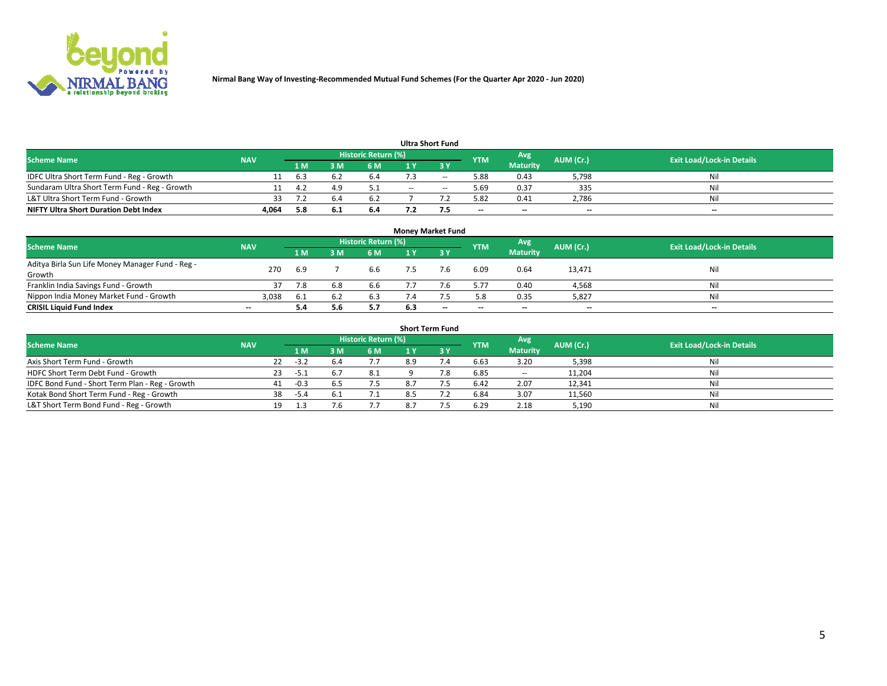Nirmal Bang Way of Investing-Recommended Mutual Fund Schemes (For the Quarter Apr 2020 - Jun 2020)

### Ultra Short Fund

| Scheme Name | NAV | Historic Return (%) | | | | | YTM | Avg Maturity | AUM (Cr.) | Exit Load/Lock-in Details |
|---|---|---|---|---|---|---|---|---|---|---|
| | | 1 M | 3 M | 6 M | 1 Y | 3 Y | | | | |
| IDFC Ultra Short Term Fund - Reg - Growth | 11 | 6.3 | 6.2 | 6.4 | 7.3 | -- | 5.88 | 0.43 | 5,798 | Nil |
| Sundaram Ultra Short Term Fund - Reg - Growth | 11 | 4.2 | 4.9 | 5.1 | -- | -- | 5.69 | 0.37 | 335 | Nil |
| L&T Ultra Short Term Fund - Growth | 33 | 7.2 | 6.4 | 6.2 | 7 | 7.2 | 5.82 | 0.41 | 2,786 | Nil |
| **NIFTY Ultra Short Duration Debt Index** | **4,064** | **5.8** | **6.1** | **6.4** | **7.2** | **7.5** | -- | -- | -- | -- |

### Money Market Fund

| Scheme Name | NAV | Historic Return (%) | | | | | YTM | Avg Maturity | AUM (Cr.) | Exit Load/Lock-in Details |
|---|---|---|---|---|---|---|---|---|---|---|
| | | 1 M | 3 M | 6 M | 1 Y | 3 Y | | | | |
| Aditya Birla Sun Life Money Manager Fund - Reg - Growth | 270 | 6.9 | 7 | 6.6 | 7.5 | 7.6 | 6.09 | 0.64 | 13,471 | Nil |
| Franklin India Savings Fund - Growth | 37 | 7.8 | 6.8 | 6.6 | 7.7 | 7.6 | 5.77 | 0.40 | 4,568 | Nil |
| Nippon India Money Market Fund - Growth | 3,038 | 6.1 | 6.2 | 6.3 | 7.4 | 7.5 | 5.8 | 0.35 | 5,827 | Nil |
| **CRISIL Liquid Fund Index** | -- | **5.4** | **5.6** | **5.7** | **6.3** | -- | -- | -- | -- | -- |

### Short Term Fund

| Scheme Name | NAV | Historic Return (%) | | | | | YTM | Avg Maturity | AUM (Cr.) | Exit Load/Lock-in Details |
|---|---|---|---|---|---|---|---|---|---|---|
| | | 1 M | 3 M | 6 M | 1 Y | 3 Y | | | | |
| Axis Short Term Fund - Growth | 22 | -3.2 | 6.4 | 7.7 | 8.9 | 7.4 | 6.63 | 3.20 | 5,398 | Nil |
| HDFC Short Term Debt Fund - Growth | 23 | -5.1 | 6.7 | 8.1 | 9 | 7.8 | 6.85 | -- | 11,204 | Nil |
| IDFC Bond Fund - Short Term Plan - Reg - Growth | 41 | -0.3 | 6.5 | 7.5 | 8.7 | 7.5 | 6.42 | 2.07 | 12,341 | Nil |
| Kotak Bond Short Term Fund - Reg - Growth | 38 | -5.4 | 6.1 | 7.1 | 8.5 | 7.2 | 6.84 | 3.07 | 11,560 | Nil |
| L&T Short Term Bond Fund - Reg - Growth | 19 | 1.3 | 7.6 | 7.7 | 8.7 | 7.5 | 6.29 | 2.18 | 5,190 | Nil |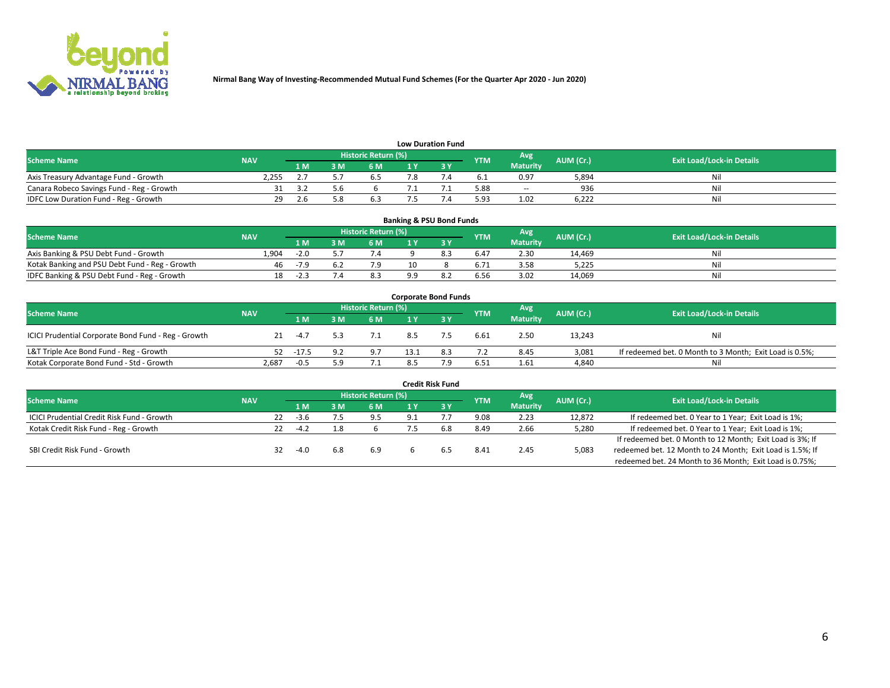**Nirmal Bang Way of Investing-Recommended Mutual Fund Schemes (For the Quarter Apr 2020 - Jun 2020)**

## Low Duration Fund

| Scheme Name | NAV | Historic Return (%) | | | | | YTM | Avg Maturity | AUM (Cr.) | Exit Load/Lock-in Details |
|---|---|---|---|---|---|---|---|---|---|---|
| | | 1 M | 3 M | 6 M | 1 Y | 3 Y | | | | |
| Axis Treasury Advantage Fund - Growth | 2,255 | 2.7 | 5.7 | 6.5 | 7.8 | 7.4 | 6.1 | 0.97 | 5,894 | Nil |
| Canara Robeco Savings Fund - Reg - Growth | 31 | 3.2 | 5.6 | 6 | 7.1 | 7.1 | 5.88 | -- | 936 | Nil |
| IDFC Low Duration Fund - Reg - Growth | 29 | 2.6 | 5.8 | 6.3 | 7.5 | 7.4 | 5.93 | 1.02 | 6,222 | Nil |

## Banking & PSU Bond Funds

| Scheme Name | NAV | Historic Return (%) | | | | | YTM | Avg Maturity | AUM (Cr.) | Exit Load/Lock-in Details |
|---|---|---|---|---|---|---|---|---|---|---|
| | | 1 M | 3 M | 6 M | 1 Y | 3 Y | | | | |
| Axis Banking & PSU Debt Fund - Growth | 1,904 | -2.0 | 5.7 | 7.4 | 9 | 8.3 | 6.47 | 2.30 | 14,469 | Nil |
| Kotak Banking and PSU Debt Fund - Reg - Growth | 46 | -7.9 | 6.2 | 7.9 | 10 | 8 | 6.71 | 3.58 | 5,225 | Nil |
| IDFC Banking & PSU Debt Fund - Reg - Growth | 18 | -2.3 | 7.4 | 8.3 | 9.9 | 8.2 | 6.56 | 3.02 | 14,069 | Nil |

## Corporate Bond Funds

| Scheme Name | NAV | Historic Return (%) | | | | | YTM | Avg Maturity | AUM (Cr.) | Exit Load/Lock-in Details |
|---|---|---|---|---|---|---|---|---|---|---|
| | | 1 M | 3 M | 6 M | 1 Y | 3 Y | | | | |
| ICICI Prudential Corporate Bond Fund - Reg - Growth | 21 | -4.7 | 5.3 | 7.1 | 8.5 | 7.5 | 6.61 | 2.50 | 13,243 | Nil |
| L&T Triple Ace Bond Fund - Reg - Growth | 52 | -17.5 | 9.2 | 9.7 | 13.1 | 8.3 | 7.2 | 8.45 | 3,081 | If redeemed bet. 0 Month to 3 Month; Exit Load is 0.5%; |
| Kotak Corporate Bond Fund - Std - Growth | 2,687 | -0.5 | 5.9 | 7.1 | 8.5 | 7.9 | 6.51 | 1.61 | 4,840 | Nil |

## Credit Risk Fund

| Scheme Name | NAV | Historic Return (%) | | | | | YTM | Avg Maturity | AUM (Cr.) | Exit Load/Lock-in Details |
|---|---|---|---|---|---|---|---|---|---|---|
| | | 1 M | 3 M | 6 M | 1 Y | 3 Y | | | | |
| ICICI Prudential Credit Risk Fund - Growth | 22 | -3.6 | 7.5 | 9.5 | 9.1 | 7.7 | 9.08 | 2.23 | 12,872 | If redeemed bet. 0 Year to 1 Year; Exit Load is 1%; |
| Kotak Credit Risk Fund - Reg - Growth | 22 | -4.2 | 1.8 | 6 | 7.5 | 6.8 | 8.49 | 2.66 | 5,280 | If redeemed bet. 0 Year to 1 Year; Exit Load is 1%; |
| SBI Credit Risk Fund - Growth | 32 | -4.0 | 6.8 | 6.9 | 6 | 6.5 | 8.41 | 2.45 | 5,083 | If redeemed bet. 0 Month to 12 Month; Exit Load is 3%; If redeemed bet. 12 Month to 24 Month; Exit Load is 1.5%; If redeemed bet. 24 Month to 36 Month; Exit Load is 0.75%; |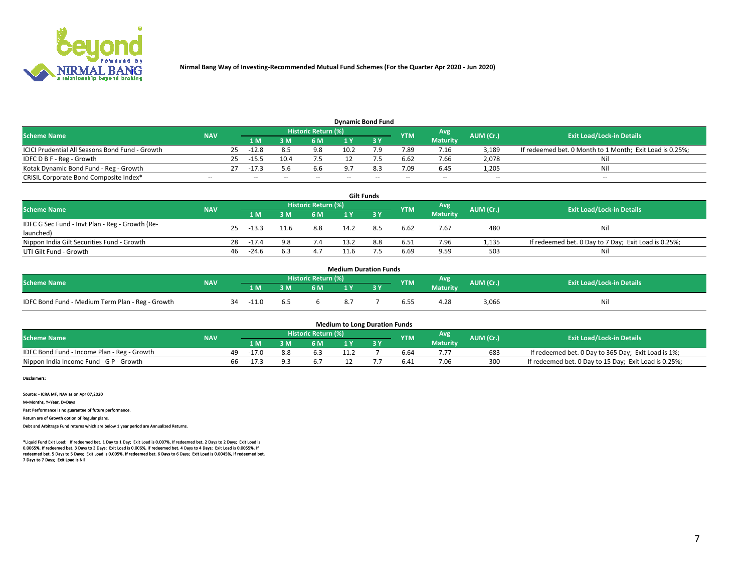**Nirmal Bang Way of Investing-Recommended Mutual Fund Schemes (For the Quarter Apr 2020 - Jun 2020)**

### Dynamic Bond Fund

| Scheme Name | NAV | Historic Return (%) | | | | | YTM | Avg Maturity | AUM (Cr.) | Exit Load/Lock-in Details |
|---|---|---|---|---|---|---|---|---|---|---|
| | | 1 M | 3 M | 6 M | 1 Y | 3 Y | | | | |
| ICICI Prudential All Seasons Bond Fund - Growth | 25 | -12.8 | 8.5 | 9.8 | 10.2 | 7.9 | 7.89 | 7.16 | 3,189 | If redeemed bet. 0 Month to 1 Month; Exit Load is 0.25%; |
| IDFC D B F - Reg - Growth | 25 | -15.5 | 10.4 | 7.5 | 12 | 7.5 | 6.62 | 7.66 | 2,078 | Nil |
| Kotak Dynamic Bond Fund - Reg - Growth | 27 | -17.3 | 5.6 | 6.6 | 9.7 | 8.3 | 7.09 | 6.45 | 1,205 | Nil |
| CRISIL Corporate Bond Composite Index* | -- | -- | -- | -- | -- | -- | -- | -- | -- | -- |

### Gilt Funds

| Scheme Name | NAV | Historic Return (%) | | | | | YTM | Avg Maturity | AUM (Cr.) | Exit Load/Lock-in Details |
|---|---|---|---|---|---|---|---|---|---|---|
| | | 1 M | 3 M | 6 M | 1 Y | 3 Y | | | | |
| IDFC G Sec Fund - Invt Plan - Reg - Growth (Re-launched) | 25 | -13.3 | 11.6 | 8.8 | 14.2 | 8.5 | 6.62 | 7.67 | 480 | Nil |
| Nippon India Gilt Securities Fund - Growth | 28 | -17.4 | 9.8 | 7.4 | 13.2 | 8.8 | 6.51 | 7.96 | 1,135 | If redeemed bet. 0 Day to 7 Day; Exit Load is 0.25%; |
| UTI Gilt Fund - Growth | 46 | -24.6 | 6.3 | 4.7 | 11.6 | 7.5 | 6.69 | 9.59 | 503 | Nil |

### Medium Duration Funds

| Scheme Name | NAV | Historic Return (%) | | | | | YTM | Avg Maturity | AUM (Cr.) | Exit Load/Lock-in Details |
|---|---|---|---|---|---|---|---|---|---|---|
| | | 1 M | 3 M | 6 M | 1 Y | 3 Y | | | | |
| IDFC Bond Fund - Medium Term Plan - Reg - Growth | 34 | -11.0 | 6.5 | 6 | 8.7 | 7 | 6.55 | 4.28 | 3,066 | Nil |

### Medium to Long Duration Funds

| Scheme Name | NAV | Historic Return (%) | | | | | YTM | Avg Maturity | AUM (Cr.) | Exit Load/Lock-in Details |
|---|---|---|---|---|---|---|---|---|---|---|
| | | 1 M | 3 M | 6 M | 1 Y | 3 Y | | | | |
| IDFC Bond Fund - Income Plan - Reg - Growth | 49 | -17.0 | 8.8 | 6.3 | 11.2 | 7 | 6.64 | 7.77 | 683 | If redeemed bet. 0 Day to 365 Day; Exit Load is 1%; |
| Nippon India Income Fund - G P - Growth | 66 | -17.3 | 9.3 | 6.7 | 12 | 7.7 | 6.41 | 7.06 | 300 | If redeemed bet. 0 Day to 15 Day; Exit Load is 0.25%; |

Disclaimers:

Source: - ICRA MF, NAV as on Apr 07,2020

M=Months, Y=Year, D=Days

Past Performance is no guarantee of future performance.

Return are of Growth option of Regular plans.

Debt and Arbitrage Fund returns which are below 1 year period are Annualized Returns.

*Liquid Fund Exit Load: If redeemed bet. 1 Day to 1 Day; Exit Load is 0.007%, If redeemed bet. 2 Days to 2 Days; Exit Load is 0.0065%, If redeemed bet. 3 Days to 3 Days; Exit Load is 0.006%, If redeemed bet. 4 Days to 4 Days; Exit Load is 0.0055%, If redeemed bet. 5 Days to 5 Days; Exit Load is 0.005%, If redeemed bet. 6 Days to 6 Days; Exit Load is 0.0045%, If redeemed bet. 7 Days to 7 Days; Exit Load is Nil